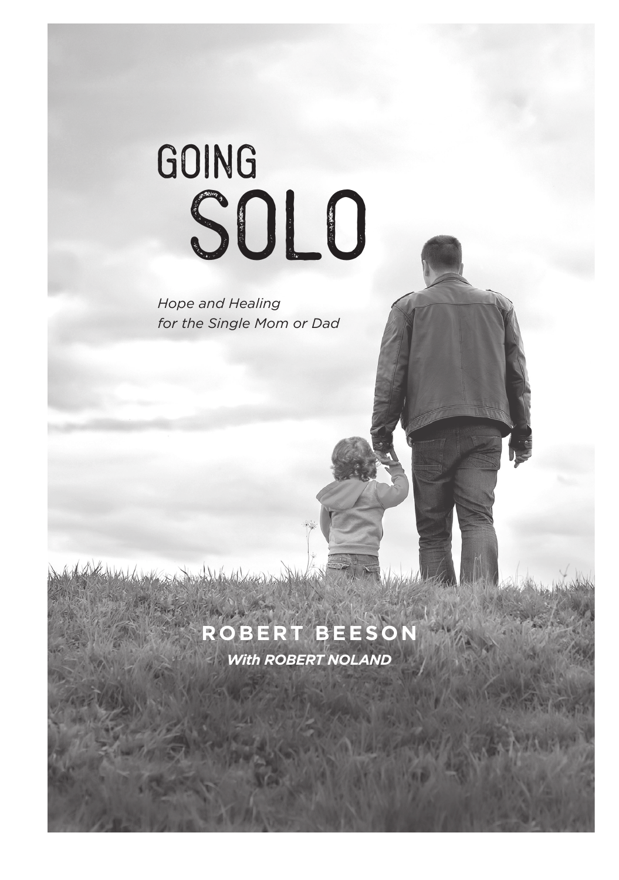# GOING SOLO

*Hope and Healing for the Single Mom or Dad*

**ROBERT BEESON**

***With ROBERT NOLAND***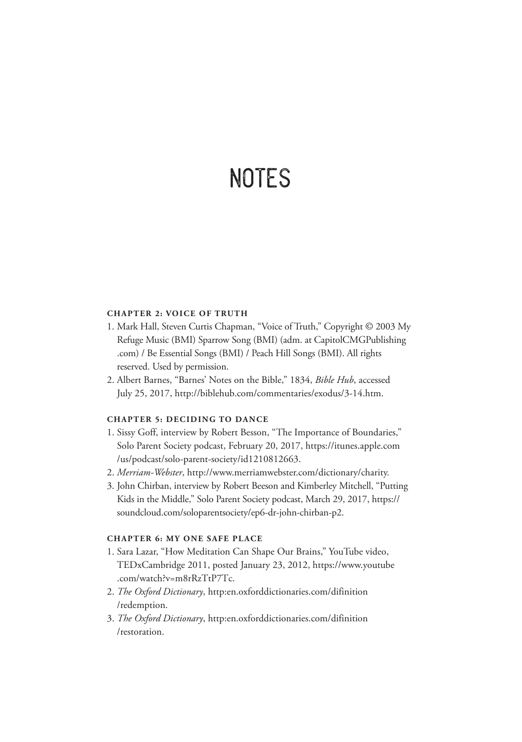# NOTES

### CHAPTER 2: VOICE OF TRUTH

1. Mark Hall, Steven Curtis Chapman, "Voice of Truth," Copyright © 2003 My Refuge Music (BMI) Sparrow Song (BMI) (adm. at CapitolCMGPublishing.com) / Be Essential Songs (BMI) / Peach Hill Songs (BMI). All rights reserved. Used by permission.
2. Albert Barnes, "Barnes' Notes on the Bible," 1834, *Bible Hub*, accessed July 25, 2017, http://biblehub.com/commentaries/exodus/3-14.htm.

### CHAPTER 5: DECIDING TO DANCE

1. Sissy Goff, interview by Robert Besson, "The Importance of Boundaries," Solo Parent Society podcast, February 20, 2017, https://itunes.apple.com/us/podcast/solo-parent-society/id1210812663.
2. *Merriam-Webster*, http://www.merriamwebster.com/dictionary/charity.
3. John Chirban, interview by Robert Beeson and Kimberley Mitchell, "Putting Kids in the Middle," Solo Parent Society podcast, March 29, 2017, https://soundcloud.com/soloparentsociety/ep6-dr-john-chirban-p2.

### CHAPTER 6: MY ONE SAFE PLACE

1. Sara Lazar, "How Meditation Can Shape Our Brains," YouTube video, TEDxCambridge 2011, posted January 23, 2012, https://www.youtube.com/watch?v=m8rRzTtP7Tc.
2. *The Oxford Dictionary*, http:en.oxforddictionaries.com/difinition/redemption.
3. *The Oxford Dictionary*, http:en.oxforddictionaries.com/difinition/restoration.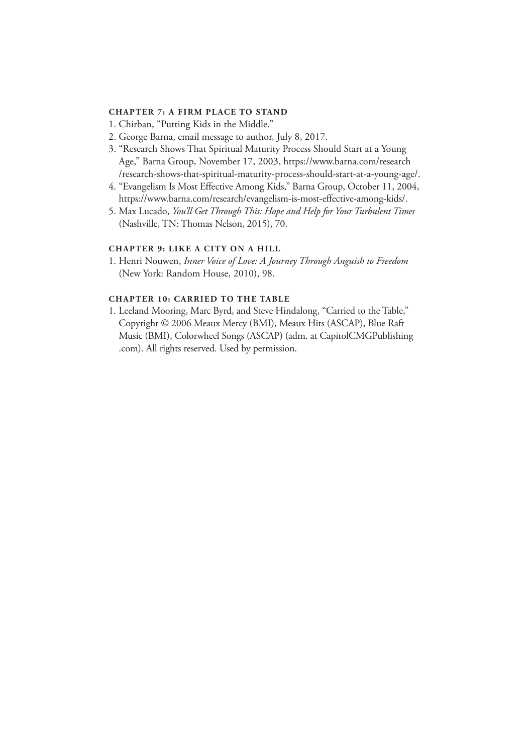### CHAPTER 7: A FIRM PLACE TO STAND

1. Chirban, "Putting Kids in the Middle."
2. George Barna, email message to author, July 8, 2017.
3. "Research Shows That Spiritual Maturity Process Should Start at a Young Age," Barna Group, November 17, 2003, https://www.barna.com/research/research-shows-that-spiritual-maturity-process-should-start-at-a-young-age/.
4. "Evangelism Is Most Effective Among Kids," Barna Group, October 11, 2004, https://www.barna.com/research/evangelism-is-most-effective-among-kids/.
5. Max Lucado, *You'll Get Through This: Hope and Help for Your Turbulent Times* (Nashville, TN: Thomas Nelson, 2015), 70.

### CHAPTER 9: LIKE A CITY ON A HILL

1. Henri Nouwen, *Inner Voice of Love: A Journey Through Anguish to Freedom* (New York: Random House, 2010), 98.

### CHAPTER 10: CARRIED TO THE TABLE

1. Leeland Mooring, Marc Byrd, and Steve Hindalong, "Carried to the Table," Copyright © 2006 Meaux Mercy (BMI), Meaux Hits (ASCAP), Blue Raft Music (BMI), Colorwheel Songs (ASCAP) (adm. at CapitolCMGPublishing.com). All rights reserved. Used by permission.